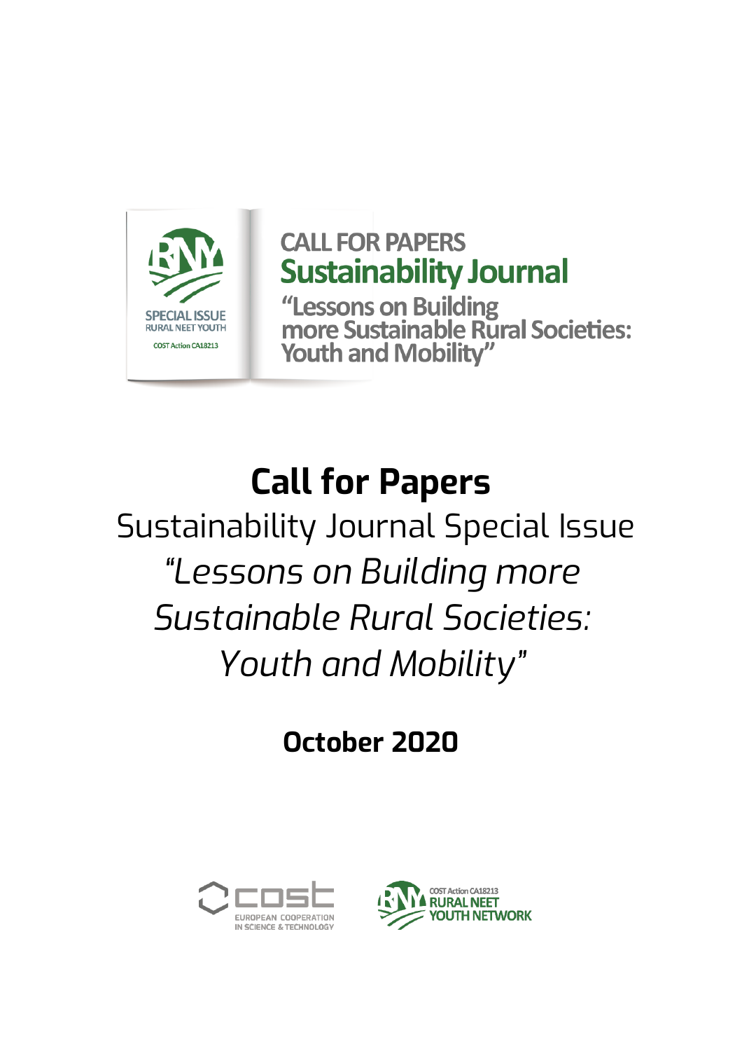CALL FOR PAPERS
**Sustainability Journal**
"Lessons on Building more Sustainable Rural Societies: Youth and Mobility"

SPECIAL ISSUE
RURAL NEET YOUTH
COST Action CA18213

# Call for Papers

## Sustainability Journal Special Issue *"Lessons on Building more Sustainable Rural Societies: Youth and Mobility"*

**October 2020**

COST EUROPEAN COOPERATION IN SCIENCE & TECHNOLOGY

COST Action CA18213 RURAL NEET YOUTH NETWORK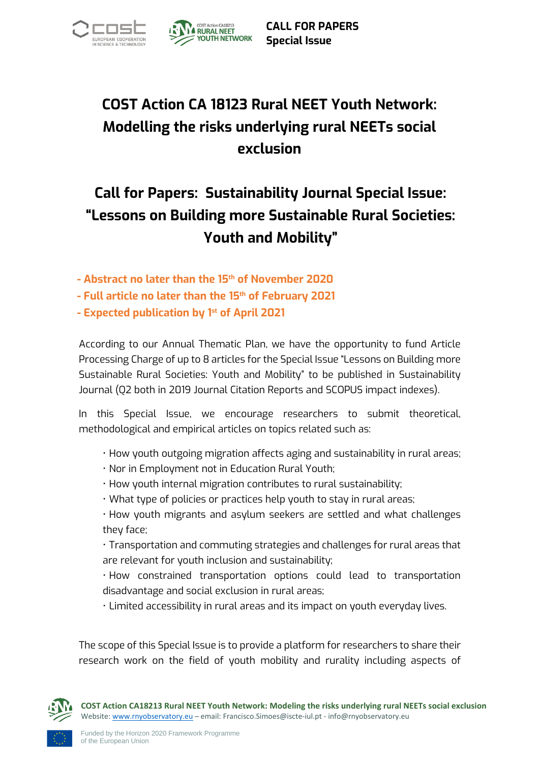# COST Action CA 18123 Rural NEET Youth Network: Modelling the risks underlying rural NEETs social exclusion

# Call for Papers: Sustainability Journal Special Issue: "Lessons on Building more Sustainable Rural Societies: Youth and Mobility"

**- Abstract no later than the 15th of November 2020**
**- Full article no later than the 15th of February 2021**
**- Expected publication by 1st of April 2021**

According to our Annual Thematic Plan, we have the opportunity to fund Article Processing Charge of up to 8 articles for the Special Issue "Lessons on Building more Sustainable Rural Societies: Youth and Mobility" to be published in Sustainability Journal (Q2 both in 2019 Journal Citation Reports and SCOPUS impact indexes).

In this Special Issue, we encourage researchers to submit theoretical, methodological and empirical articles on topics related such as:

- How youth outgoing migration affects aging and sustainability in rural areas;
- Nor in Employment not in Education Rural Youth;
- How youth internal migration contributes to rural sustainability;
- What type of policies or practices help youth to stay in rural areas;
- How youth migrants and asylum seekers are settled and what challenges they face;
- Transportation and commuting strategies and challenges for rural areas that are relevant for youth inclusion and sustainability;
- How constrained transportation options could lead to transportation disadvantage and social exclusion in rural areas;
- Limited accessibility in rural areas and its impact on youth everyday lives.

The scope of this Special Issue is to provide a platform for researchers to share their research work on the field of youth mobility and rurality including aspects of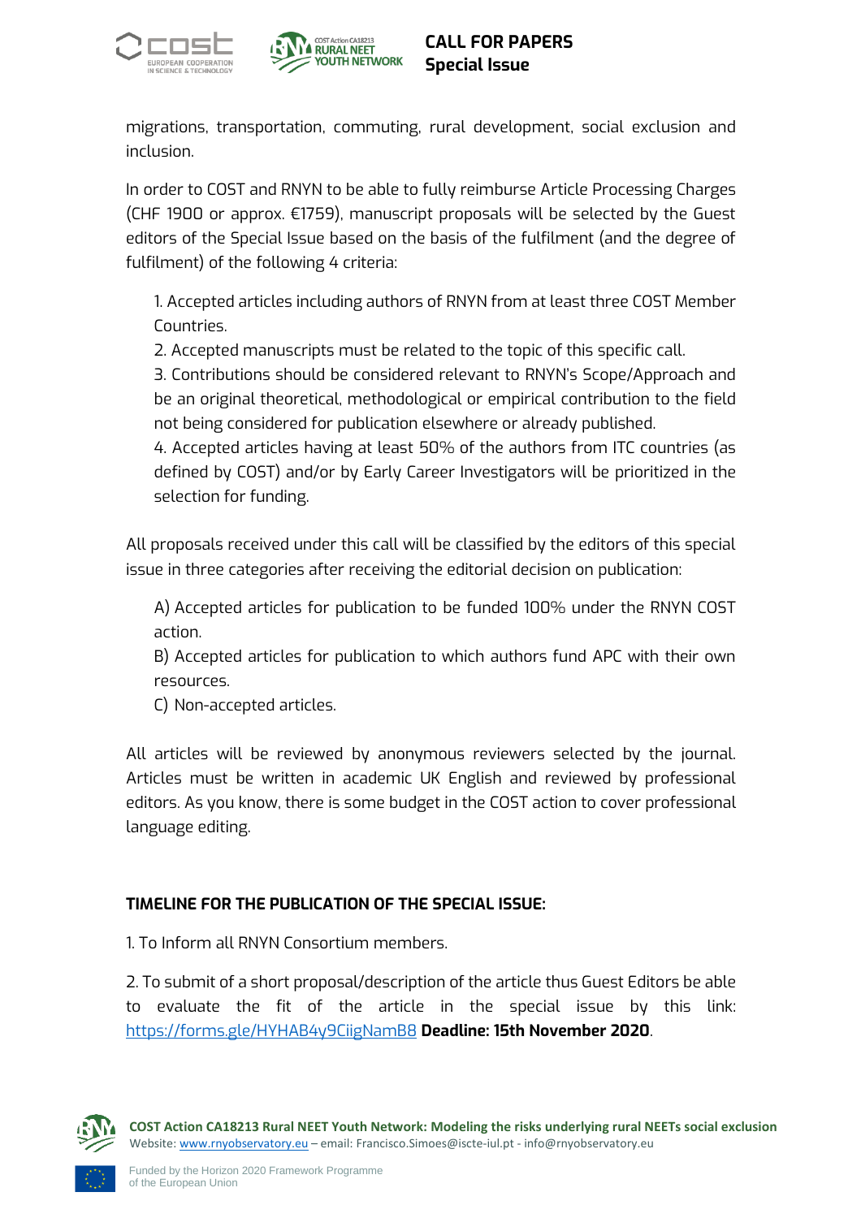migrations, transportation, commuting, rural development, social exclusion and inclusion.

In order to COST and RNYN to be able to fully reimburse Article Processing Charges (CHF 1900 or approx. €1759), manuscript proposals will be selected by the Guest editors of the Special Issue based on the basis of the fulfilment (and the degree of fulfilment) of the following 4 criteria:

1. Accepted articles including authors of RNYN from at least three COST Member Countries.
2. Accepted manuscripts must be related to the topic of this specific call.
3. Contributions should be considered relevant to RNYN's Scope/Approach and be an original theoretical, methodological or empirical contribution to the field not being considered for publication elsewhere or already published.
4. Accepted articles having at least 50% of the authors from ITC countries (as defined by COST) and/or by Early Career Investigators will be prioritized in the selection for funding.

All proposals received under this call will be classified by the editors of this special issue in three categories after receiving the editorial decision on publication:

A) Accepted articles for publication to be funded 100% under the RNYN COST action.
B) Accepted articles for publication to which authors fund APC with their own resources.
C) Non-accepted articles.

All articles will be reviewed by anonymous reviewers selected by the journal. Articles must be written in academic UK English and reviewed by professional editors. As you know, there is some budget in the COST action to cover professional language editing.

## TIMELINE FOR THE PUBLICATION OF THE SPECIAL ISSUE:

1. To Inform all RNYN Consortium members.

2. To submit of a short proposal/description of the article thus Guest Editors be able to evaluate the fit of the article in the special issue by this link: https://forms.gle/HYHAB4y9CiigNamB8 **Deadline: 15th November 2020**.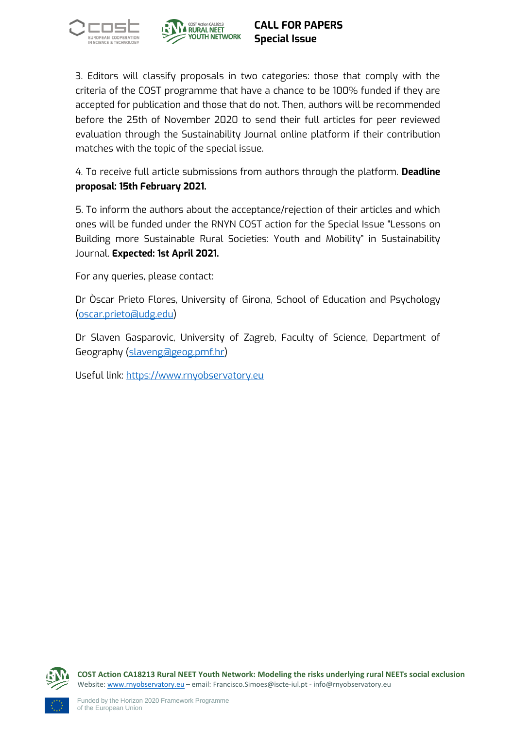3. Editors will classify proposals in two categories: those that comply with the criteria of the COST programme that have a chance to be 100% funded if they are accepted for publication and those that do not. Then, authors will be recommended before the 25th of November 2020 to send their full articles for peer reviewed evaluation through the Sustainability Journal online platform if their contribution matches with the topic of the special issue.

4. To receive full article submissions from authors through the platform. **Deadline proposal: 15th February 2021.**

5. To inform the authors about the acceptance/rejection of their articles and which ones will be funded under the RNYN COST action for the Special Issue "Lessons on Building more Sustainable Rural Societies: Youth and Mobility" in Sustainability Journal. **Expected: 1st April 2021.**

For any queries, please contact:

Dr Òscar Prieto Flores, University of Girona, School of Education and Psychology (oscar.prieto@udg.edu)

Dr Slaven Gasparovic, University of Zagreb, Faculty of Science, Department of Geography (slaveng@geog.pmf.hr)

Useful link: https://www.rnyobservatory.eu